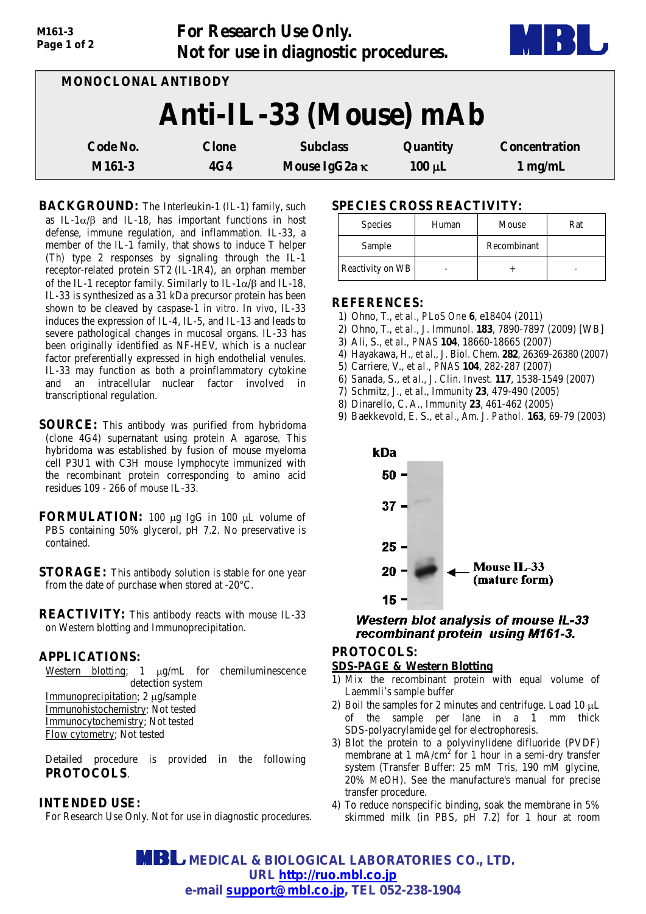For Research Use Only.
Not for use in diagnostic procedures.

MONOCLONAL ANTIBODY

# Anti-IL-33 (Mouse) mAb

| Code No. | Clone | Subclass | Quantity | Concentration |
|---|---|---|---|---|
| M161-3 | 4G4 | Mouse IgG2a κ | 100 μL | 1 mg/mL |

**BACKGROUND:** The Interleukin-1 (IL-1) family, such as IL-1α/β and IL-18, has important functions in host defense, immune regulation, and inflammation. IL-33, a member of the IL-1 family, that shows to induce T helper (Th) type 2 responses by signaling through the IL-1 receptor-related protein ST2 (IL-1R4), an orphan member of the IL-1 receptor family. Similarly to IL-1α/β and IL-18, IL-33 is synthesized as a 31 kDa precursor protein has been shown to be cleaved by caspase-1 *in vitro*. *In vivo*, IL-33 induces the expression of IL-4, IL-5, and IL-13 and leads to severe pathological changes in mucosal organs. IL-33 has been originally identified as NF-HEV, which is a nuclear factor preferentially expressed in high endothelial venules. IL-33 may function as both a proinflammatory cytokine and an intracellular nuclear factor involved in transcriptional regulation.

**SOURCE:** This antibody was purified from hybridoma (clone 4G4) supernatant using protein A agarose. This hybridoma was established by fusion of mouse myeloma cell P3U1 with C3H mouse lymphocyte immunized with the recombinant protein corresponding to amino acid residues 109 - 266 of mouse IL-33.

**FORMULATION:** 100 μg IgG in 100 μL volume of PBS containing 50% glycerol, pH 7.2. No preservative is contained.

**STORAGE:** This antibody solution is stable for one year from the date of purchase when stored at -20°C.

**REACTIVITY:** This antibody reacts with mouse IL-33 on Western blotting and Immunoprecipitation.

**APPLICATIONS:**

Western blotting; 1 μg/mL for chemiluminescence detection system
Immunoprecipitation; 2 μg/sample
Immunohistochemistry; Not tested
Immunocytochemistry; Not tested
Flow cytometry; Not tested

Detailed procedure is provided in the following **PROTOCOLS**.

**INTENDED USE:**
For Research Use Only. Not for use in diagnostic procedures.

**SPECIES CROSS REACTIVITY:**

| Species | Human | Mouse | Rat |
|---|---|---|---|
| Sample | | Recombinant | |
| Reactivity on WB | - | + | - |

**REFERENCES:**

1) Ohno, T., *et al.*, *PLoS One* **6**, e18404 (2011)
2) Ohno, T., *et al.*, *J. Immunol.* **183**, 7890-7897 (2009) [WB]
3) Ali, S., *et al.*, *PNAS* **104**, 18660-18665 (2007)
4) Hayakawa, H., *et al.*, *J. Biol. Chem.* **282**, 26369-26380 (2007)
5) Carriere, V., *et al.*, *PNAS* **104**, 282-287 (2007)
6) Sanada, S., *et al.*, *J. Clin. Invest.* **117**, 1538-1549 (2007)
7) Schmitz, J., *et al.*, *Immunity* **23**, 479-490 (2005)
8) Dinarello, C. A., *Immunity* **23**, 461-462 (2005)
9) Baekkevold, E. S., *et al.*, *Am. J. Pathol.* **163**, 69-79 (2003)

kDa: 50, 37, 25, 20, 15 — Mouse IL-33 (mature form)

*Western blot analysis of mouse IL-33 recombinant protein using M161-3.*

**PROTOCOLS:**

**SDS-PAGE & Western Blotting**

1) Mix the recombinant protein with equal volume of Laemmli's sample buffer
2) Boil the samples for 2 minutes and centrifuge. Load 10 μL of the sample per lane in a 1 mm thick SDS-polyacrylamide gel for electrophoresis.
3) Blot the protein to a polyvinylidene difluoride (PVDF) membrane at 1 mA/$cm^2$ for 1 hour in a semi-dry transfer system (Transfer Buffer: 25 mM Tris, 190 mM glycine, 20% MeOH). See the manufacture's manual for precise transfer procedure.
4) To reduce nonspecific binding, soak the membrane in 5% skimmed milk (in PBS, pH 7.2) for 1 hour at room

MBL MEDICAL & BIOLOGICAL LABORATORIES CO., LTD.
URL http://ruo.mbl.co.jp
e-mail support@mbl.co.jp, TEL 052-238-1904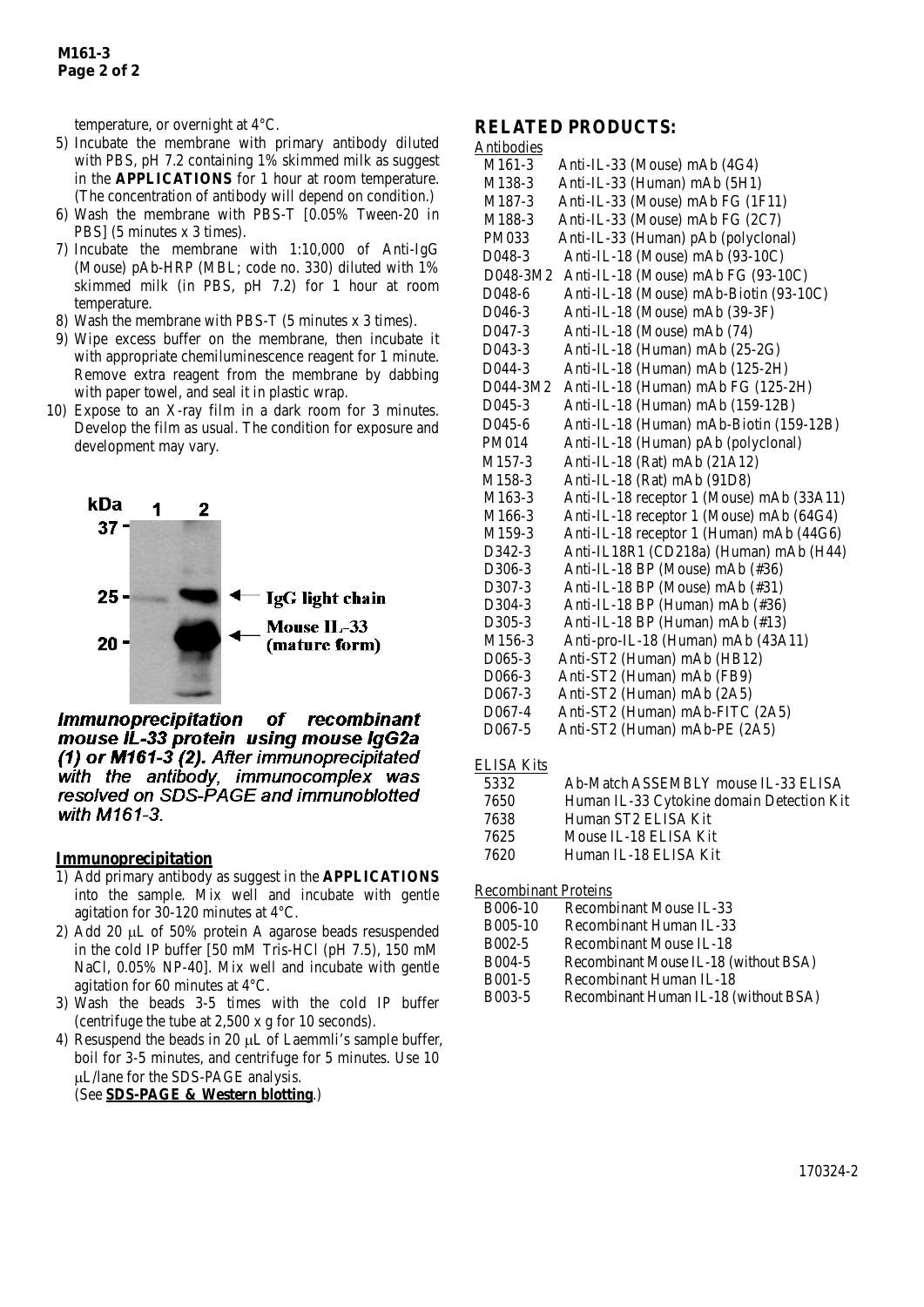temperature, or overnight at 4°C.

5) Incubate the membrane with primary antibody diluted with PBS, pH 7.2 containing 1% skimmed milk as suggest in the **APPLICATIONS** for 1 hour at room temperature. (The concentration of antibody will depend on condition.)
6) Wash the membrane with PBS-T [0.05% Tween-20 in PBS] (5 minutes x 3 times).
7) Incubate the membrane with 1:10,000 of Anti-IgG (Mouse) pAb-HRP (MBL; code no. 330) diluted with 1% skimmed milk (in PBS, pH 7.2) for 1 hour at room temperature.
8) Wash the membrane with PBS-T (5 minutes x 3 times).
9) Wipe excess buffer on the membrane, then incubate it with appropriate chemiluminescence reagent for 1 minute. Remove extra reagent from the membrane by dabbing with paper towel, and seal it in plastic wrap.
10) Expose to an X-ray film in a dark room for 3 minutes. Develop the film as usual. The condition for exposure and development may vary.

kDa 1 2
37
25
20
IgG light chain
Mouse IL-33 (mature form)

***Immunoprecipitation of recombinant mouse IL-33 protein using mouse IgG2a (1) or M161-3 (2).** After immunoprecipitated with the antibody, immunocomplex was resolved on SDS-PAGE and immunoblotted with M161-3.*

### Immunoprecipitation

1) Add primary antibody as suggest in the **APPLICATIONS** into the sample. Mix well and incubate with gentle agitation for 30-120 minutes at 4°C.
2) Add 20 μL of 50% protein A agarose beads resuspended in the cold IP buffer [50 mM Tris-HCl (pH 7.5), 150 mM NaCl, 0.05% NP-40]. Mix well and incubate with gentle agitation for 60 minutes at 4°C.
3) Wash the beads 3-5 times with the cold IP buffer (centrifuge the tube at 2,500 x g for 10 seconds).
4) Resuspend the beads in 20 μL of Laemmli's sample buffer, boil for 3-5 minutes, and centrifuge for 5 minutes. Use 10 μL/lane for the SDS-PAGE analysis.
(See **SDS-PAGE & Western blotting**.)

## RELATED PRODUCTS:

**Antibodies**

| | |
|---|---|
| M161-3 | Anti-IL-33 (Mouse) mAb (4G4) |
| M138-3 | Anti-IL-33 (Human) mAb (5H1) |
| M187-3 | Anti-IL-33 (Mouse) mAb FG (1F11) |
| M188-3 | Anti-IL-33 (Mouse) mAb FG (2C7) |
| PM033 | Anti-IL-33 (Human) pAb (polyclonal) |
| D048-3 | Anti-IL-18 (Mouse) mAb (93-10C) |
| D048-3M2 | Anti-IL-18 (Mouse) mAb FG (93-10C) |
| D048-6 | Anti-IL-18 (Mouse) mAb-Biotin (93-10C) |
| D046-3 | Anti-IL-18 (Mouse) mAb (39-3F) |
| D047-3 | Anti-IL-18 (Mouse) mAb (74) |
| D043-3 | Anti-IL-18 (Human) mAb (25-2G) |
| D044-3 | Anti-IL-18 (Human) mAb (125-2H) |
| D044-3M2 | Anti-IL-18 (Human) mAb FG (125-2H) |
| D045-3 | Anti-IL-18 (Human) mAb (159-12B) |
| D045-6 | Anti-IL-18 (Human) mAb-Biotin (159-12B) |
| PM014 | Anti-IL-18 (Human) pAb (polyclonal) |
| M157-3 | Anti-IL-18 (Rat) mAb (21A12) |
| M158-3 | Anti-IL-18 (Rat) mAb (91D8) |
| M163-3 | Anti-IL-18 receptor 1 (Mouse) mAb (33A11) |
| M166-3 | Anti-IL-18 receptor 1 (Mouse) mAb (64G4) |
| M159-3 | Anti-IL-18 receptor 1 (Human) mAb (44G6) |
| D342-3 | Anti-IL18R1 (CD218a) (Human) mAb (H44) |
| D306-3 | Anti-IL-18 BP (Mouse) mAb (#36) |
| D307-3 | Anti-IL-18 BP (Mouse) mAb (#31) |
| D304-3 | Anti-IL-18 BP (Human) mAb (#36) |
| D305-3 | Anti-IL-18 BP (Human) mAb (#13) |
| M156-3 | Anti-pro-IL-18 (Human) mAb (43A11) |
| D065-3 | Anti-ST2 (Human) mAb (HB12) |
| D066-3 | Anti-ST2 (Human) mAb (FB9) |
| D067-3 | Anti-ST2 (Human) mAb (2A5) |
| D067-4 | Anti-ST2 (Human) mAb-FITC (2A5) |
| D067-5 | Anti-ST2 (Human) mAb-PE (2A5) |

**ELISA Kits**

| | |
|---|---|
| 5332 | Ab-Match ASSEMBLY mouse IL-33 ELISA |
| 7650 | Human IL-33 Cytokine domain Detection Kit |
| 7638 | Human ST2 ELISA Kit |
| 7625 | Mouse IL-18 ELISA Kit |
| 7620 | Human IL-18 ELISA Kit |

**Recombinant Proteins**

| | |
|---|---|
| B006-10 | Recombinant Mouse IL-33 |
| B005-10 | Recombinant Human IL-33 |
| B002-5 | Recombinant Mouse IL-18 |
| B004-5 | Recombinant Mouse IL-18 (without BSA) |
| B001-5 | Recombinant Human IL-18 |
| B003-5 | Recombinant Human IL-18 (without BSA) |

170324-2